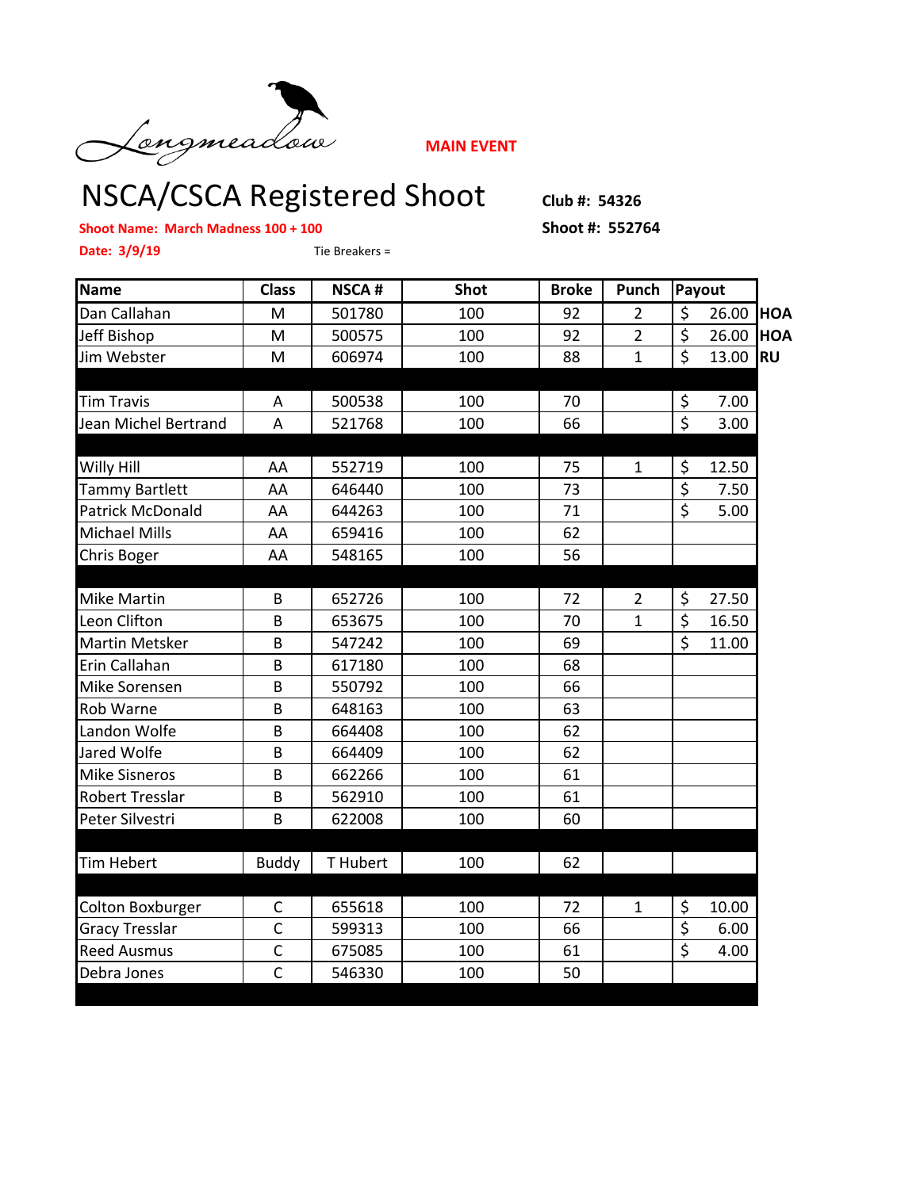Longmeadow

MAIN EVENT

# NSCA/CSCA Registered Shoot

**Club #: 54326**

**Shoot Name: March Madness 100 + 100**

**Shoot #: 552764**

**Date: 3/9/19**

Tie Breakers =

| Name | Class | NSCA # | Shot | Broke | Punch | Payout | |
|---|---|---|---|---|---|---|---|
| Dan Callahan | M | 501780 | 100 | 92 | 2 | $ 26.00 | HOA |
| Jeff Bishop | M | 500575 | 100 | 92 | 2 | $ 26.00 | HOA |
| Jim Webster | M | 606974 | 100 | 88 | 1 | $ 13.00 | RU |
| | | | | | | | |
| Tim Travis | A | 500538 | 100 | 70 | | $ 7.00 | |
| Jean Michel Bertrand | A | 521768 | 100 | 66 | | $ 3.00 | |
| | | | | | | | |
| Willy Hill | AA | 552719 | 100 | 75 | 1 | $ 12.50 | |
| Tammy Bartlett | AA | 646440 | 100 | 73 | | $ 7.50 | |
| Patrick McDonald | AA | 644263 | 100 | 71 | | $ 5.00 | |
| Michael Mills | AA | 659416 | 100 | 62 | | | |
| Chris Boger | AA | 548165 | 100 | 56 | | | |
| | | | | | | | |
| Mike Martin | B | 652726 | 100 | 72 | 2 | $ 27.50 | |
| Leon Clifton | B | 653675 | 100 | 70 | 1 | $ 16.50 | |
| Martin Metsker | B | 547242 | 100 | 69 | | $ 11.00 | |
| Erin Callahan | B | 617180 | 100 | 68 | | | |
| Mike Sorensen | B | 550792 | 100 | 66 | | | |
| Rob Warne | B | 648163 | 100 | 63 | | | |
| Landon Wolfe | B | 664408 | 100 | 62 | | | |
| Jared Wolfe | B | 664409 | 100 | 62 | | | |
| Mike Sisneros | B | 662266 | 100 | 61 | | | |
| Robert Tresslar | B | 562910 | 100 | 61 | | | |
| Peter Silvestri | B | 622008 | 100 | 60 | | | |
| | | | | | | | |
| Tim Hebert | Buddy | T Hubert | 100 | 62 | | | |
| | | | | | | | |
| Colton Boxburger | C | 655618 | 100 | 72 | 1 | $ 10.00 | |
| Gracy Tresslar | C | 599313 | 100 | 66 | | $ 6.00 | |
| Reed Ausmus | C | 675085 | 100 | 61 | | $ 4.00 | |
| Debra Jones | C | 546330 | 100 | 50 | | | |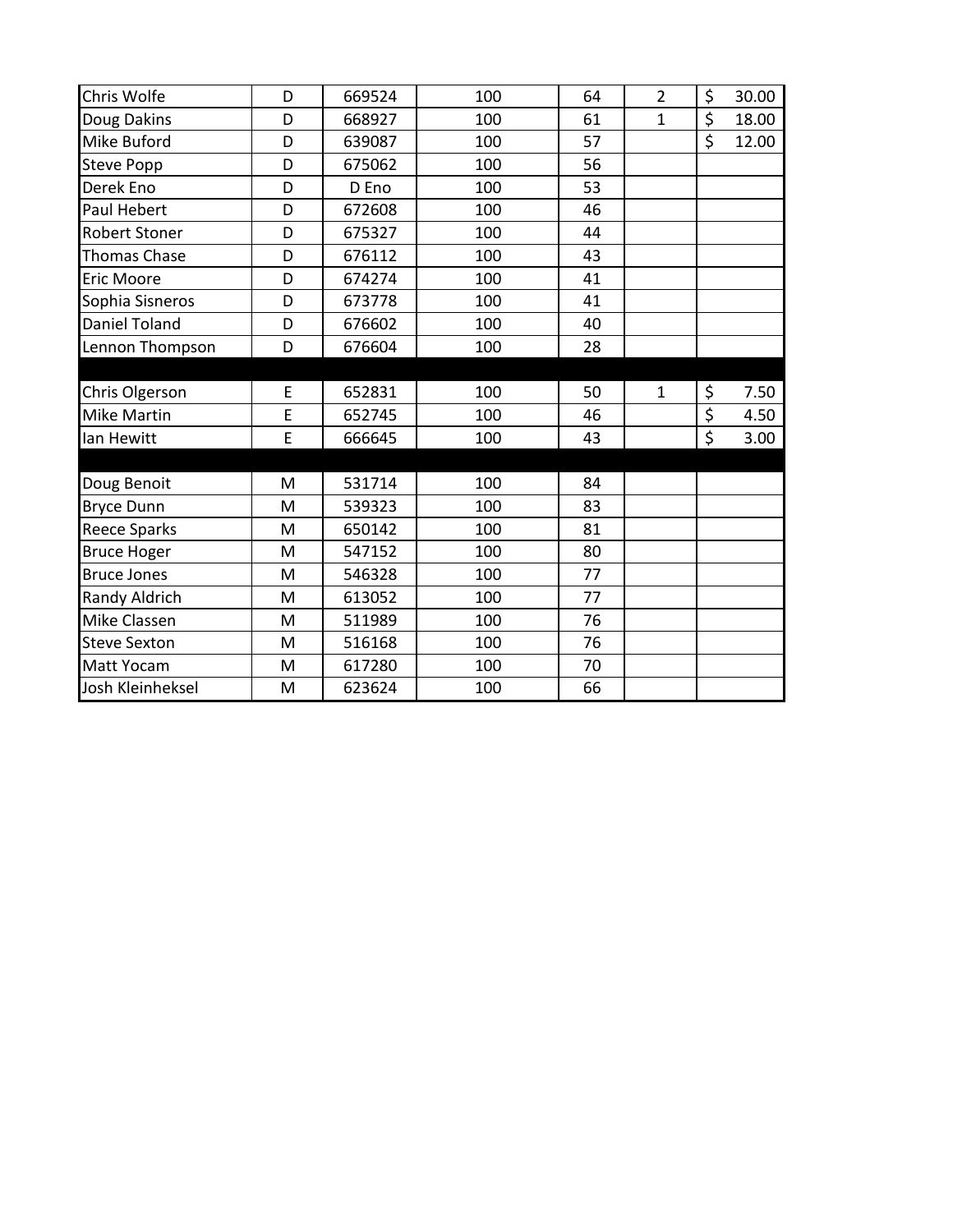| | | | | | | |
|---|---|---|---|---|---|---|
| Chris Wolfe | D | 669524 | 100 | 64 | 2 | $ 30.00 |
| Doug Dakins | D | 668927 | 100 | 61 | 1 | $ 18.00 |
| Mike Buford | D | 639087 | 100 | 57 | | $ 12.00 |
| Steve Popp | D | 675062 | 100 | 56 | | |
| Derek Eno | D | D Eno | 100 | 53 | | |
| Paul Hebert | D | 672608 | 100 | 46 | | |
| Robert Stoner | D | 675327 | 100 | 44 | | |
| Thomas Chase | D | 676112 | 100 | 43 | | |
| Eric Moore | D | 674274 | 100 | 41 | | |
| Sophia Sisneros | D | 673778 | 100 | 41 | | |
| Daniel Toland | D | 676602 | 100 | 40 | | |
| Lennon Thompson | D | 676604 | 100 | 28 | | |
| | | | | | | |
| Chris Olgerson | E | 652831 | 100 | 50 | 1 | $ 7.50 |
| Mike Martin | E | 652745 | 100 | 46 | | $ 4.50 |
| Ian Hewitt | E | 666645 | 100 | 43 | | $ 3.00 |
| | | | | | | |
| Doug Benoit | M | 531714 | 100 | 84 | | |
| Bryce Dunn | M | 539323 | 100 | 83 | | |
| Reece Sparks | M | 650142 | 100 | 81 | | |
| Bruce Hoger | M | 547152 | 100 | 80 | | |
| Bruce Jones | M | 546328 | 100 | 77 | | |
| Randy Aldrich | M | 613052 | 100 | 77 | | |
| Mike Classen | M | 511989 | 100 | 76 | | |
| Steve Sexton | M | 516168 | 100 | 76 | | |
| Matt Yocam | M | 617280 | 100 | 70 | | |
| Josh Kleinheksel | M | 623624 | 100 | 66 | | |